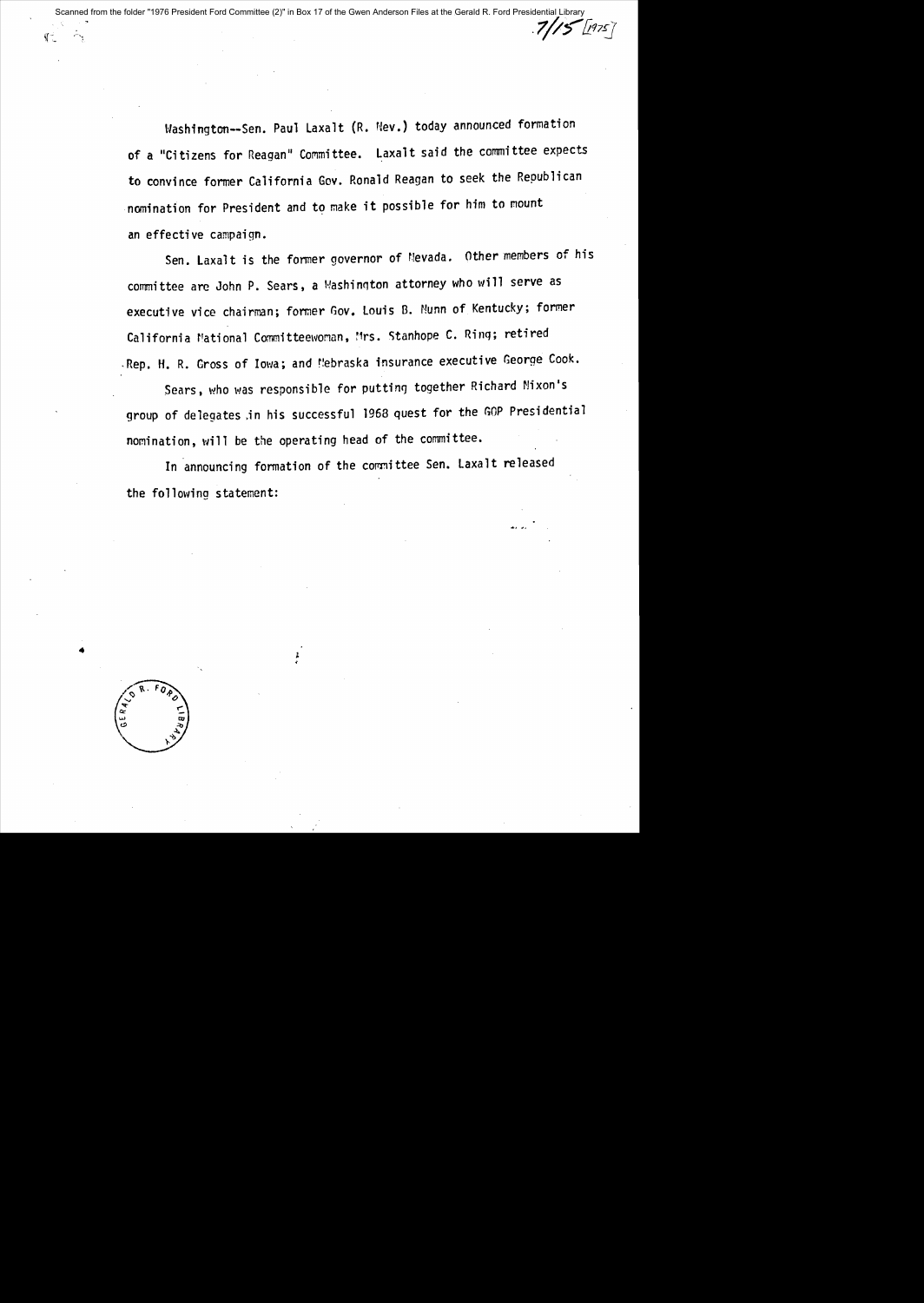7/15 [1975]

Washington--Sen. Paul Laxalt (R. Nev.) today announced formation of a "Citizens for Reagan" Committee. Laxalt said the committee expects to convince former California Gov. Ronald Reagan to seek the Republican nomination for President and to make it possible for him to mount an effective campaign.

Sen. Laxalt is the former governor of Nevada. Other members of his committee are John P. Sears, a Washington attorney who will serve as executive vice chairman; former Gov. Louis B. Nunn of Kentucky; former California National Committeewoman, Mrs. Stanhope C. Ring; retired Rep. H. R. Gross of Iowa; and Nebraska insurance executive George Cook.

Sears, who was responsible for putting together Richard Nixon's group of delegates in his successful 1968 quest for the GOP Presidential nomination, will be the operating head of the committee.

In announcing formation of the committee Sen. Laxalt released the following statement: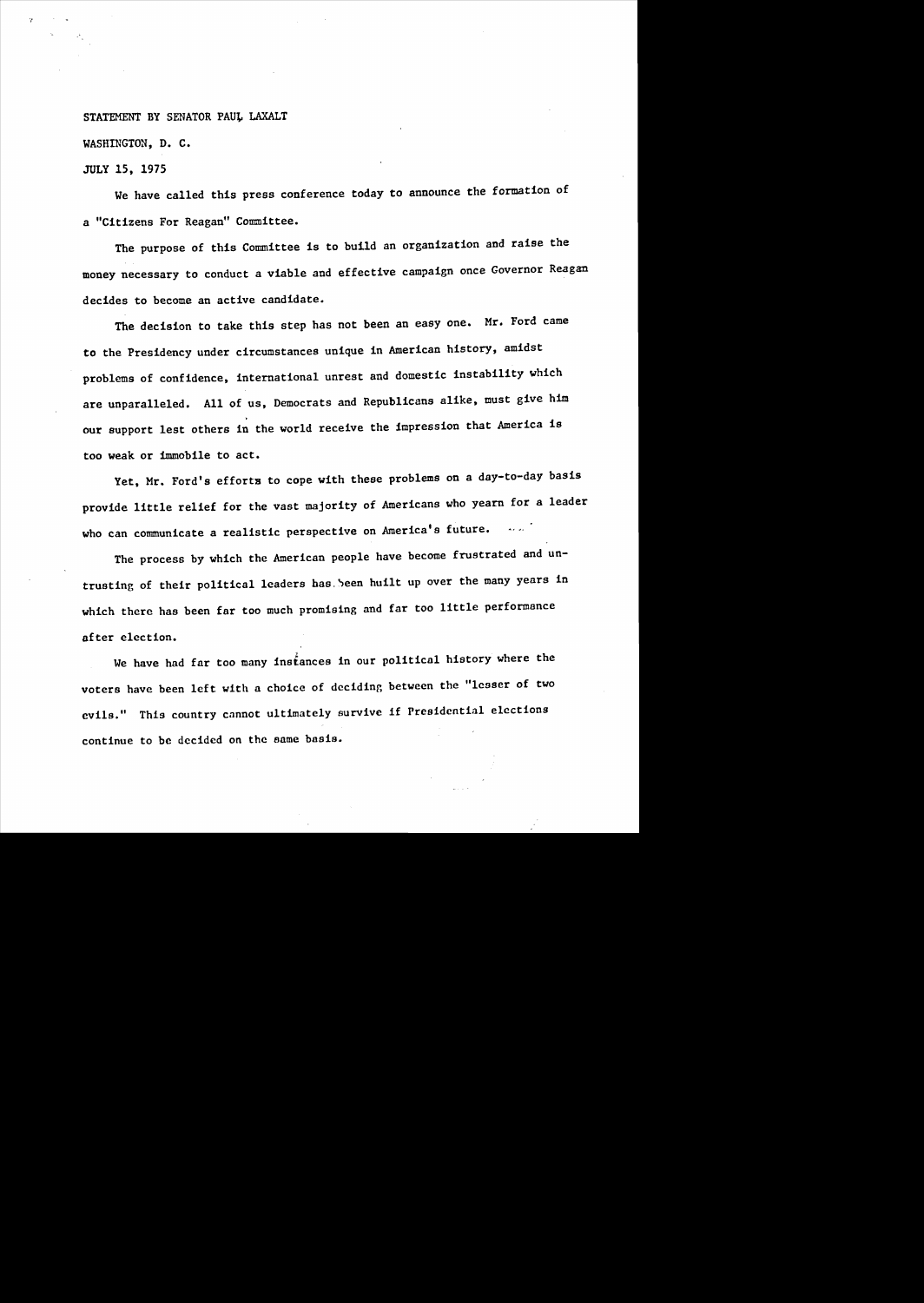STATEMENT BY SENATOR PAUL LAXALT

WASHINGTON, D. C.

JULY 15, 1975

We have called this press conference today to announce the formation of a "Citizens For Reagan" Committee.

The purpose of this Committee is to build an organization and raise the money necessary to conduct a viable and effective campaign once Governor Reagan decides to become an active candidate.

The decision to take this step has not been an easy one. Mr. Ford came to the Presidency under circumstances unique in American history, amidst problems of confidence, international unrest and domestic instability which are unparalleled. All of us, Democrats and Republicans alike, must give him our support lest others in the world receive the impression that America is too weak or immobile to act.

Yet, Mr. Ford's efforts to cope with these problems on a day-to-day basis provide little relief for the vast majority of Americans who yearn for a leader who can communicate a realistic perspective on America's future.

The process by which the American people have become frustrated and untrusting of their political leaders has been built up over the many years in which there has been far too much promising and far too little performance after election.

We have had far too many instances in our political history where the voters have been left with a choice of deciding between the "lesser of two evils." This country cannot ultimately survive if Presidential elections continue to be decided on the same basis.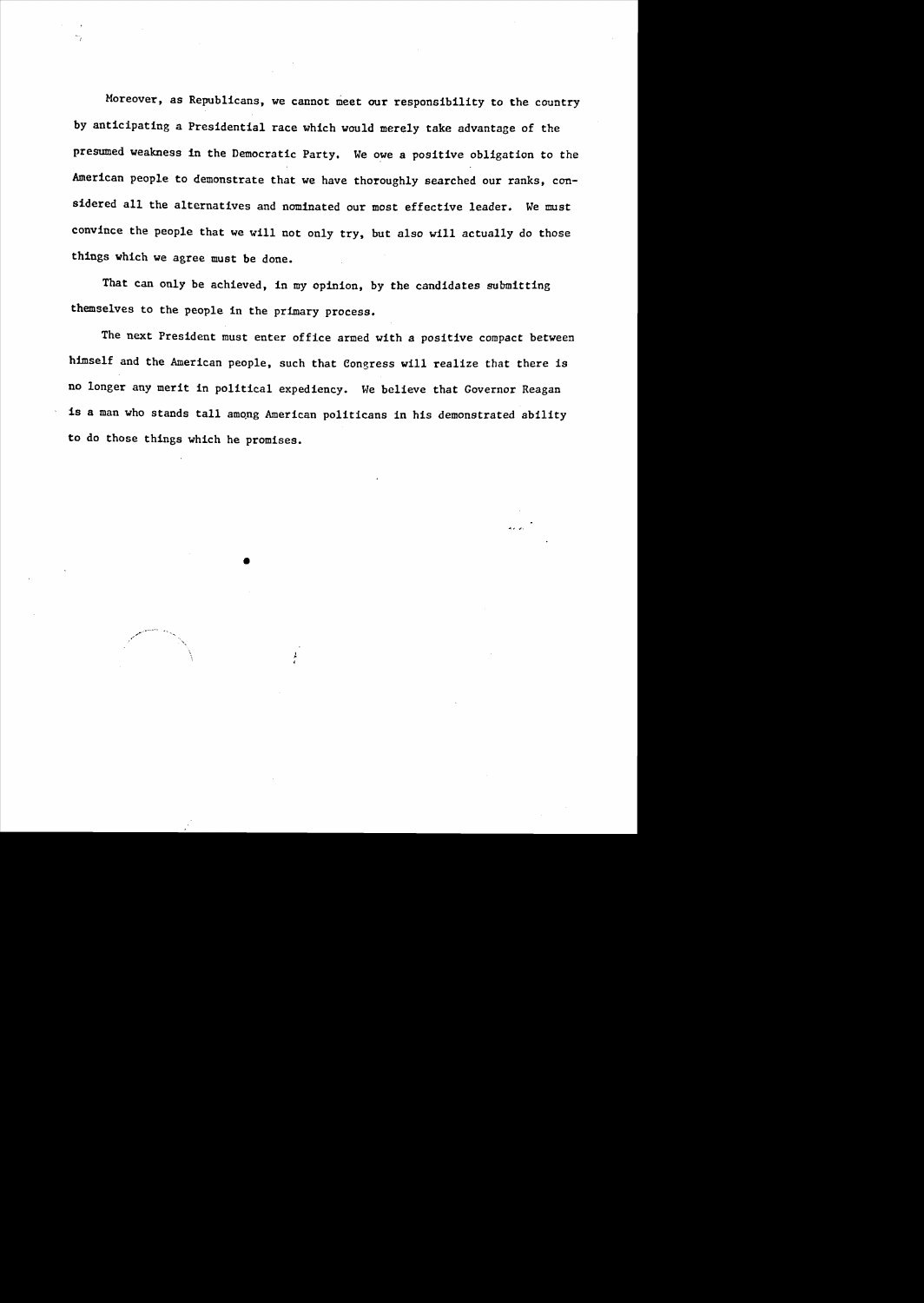Moreover, as Republicans, we cannot meet our responsibility to the country by anticipating a Presidential race which would merely take advantage of the presumed weakness in the Democratic Party. We owe a positive obligation to the American people to demonstrate that we have thoroughly searched our ranks, considered all the alternatives and nominated our most effective leader. We must convince the people that we will not only try, but also will actually do those things which we agree must be done.

That can only be achieved, in my opinion, by the candidates submitting themselves to the people in the primary process.

The next President must enter office armed with a positive compact between himself and the American people, such that Congress will realize that there is no longer any merit in political expediency. We believe that Governor Reagan is a man who stands tall among American politicans in his demonstrated ability to do those things which he promises.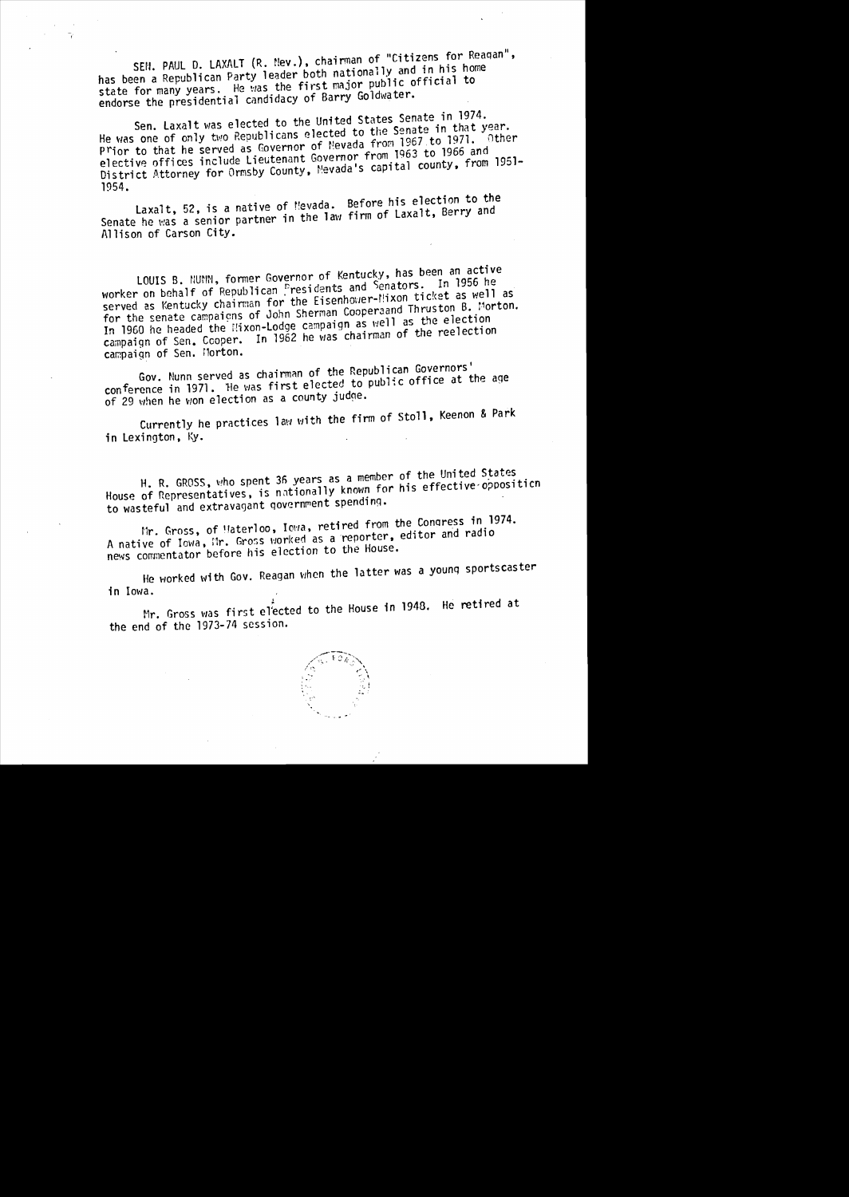SEN. PAUL D. LAXALT (R. Nev.), chairman of "Citizens for Reagan", has been a Republican Party leader both nationally and in his home state for many years. He was the first major public official to endorse the presidential candidacy of Barry Goldwater.

Sen. Laxalt was elected to the United States Senate in 1974. He was one of only two Republicans elected to the Senate in that year. Prior to that he served as Governor of Nevada from 1967 to 1971. Other elective offices include Lieutenant Governor from 1963 to 1966 and District Attorney for Ormsby County, Nevada's capital county, from 1951-1954.

Laxalt, 52, is a native of Nevada. Before his election to the Senate he was a senior partner in the law firm of Laxalt, Berry and Allison of Carson City.

LOUIS B. NUNN, former Governor of Kentucky, has been an active worker on behalf of Republican Presidents and Senators. In 1956 he served as Kentucky chairman for the Eisenhower-Nixon ticket as well as for the senate campaigns of John Sherman Cooper and Thruston B. Morton. In 1960 he headed the Nixon-Lodge campaign as well as the election campaign of Sen. Cooper. In 1962 he was chairman of the reelection campaign of Sen. Morton.

Gov. Nunn served as chairman of the Republican Governors' conference in 1971. He was first elected to public office at the age of 29 when he won election as a county judge.

Currently he practices law with the firm of Stoll, Keenon & Park in Lexington, Ky.

H. R. GROSS, who spent 36 years as a member of the United States House of Representatives, is nationally known for his effective opposition to wasteful and extravagant government spending.

Mr. Gross, of Waterloo, Iowa, retired from the Congress in 1974. A native of Iowa, Mr. Gross worked as a reporter, editor and radio news commentator before his election to the House.

He worked with Gov. Reagan when the latter was a young sportscaster in Iowa.

Mr. Gross was first elected to the House in 1948. He retired at the end of the 1973-74 session.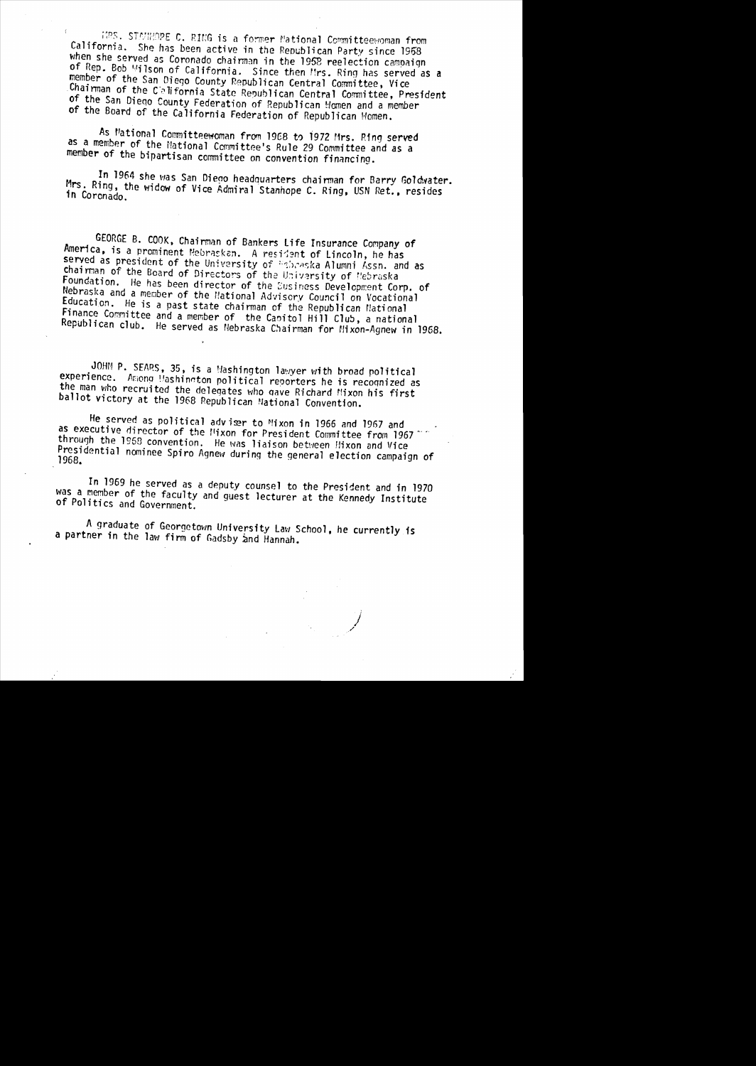MRS. STANHOPE C. RING is a former National Committeewoman from California. She has been active in the Republican Party since 1958 when she served as Coronado chairman in the 1958 reelection campaign of Rep. Bob Wilson of California. Since then Mrs. Ring has served as a member of the San Diego County Republican Central Committee, Vice Chairman of the California State Republican Central Committee, President of the San Diego County Federation of Republican Women and a member of the Board of the California Federation of Republican Women.

As National Committeewoman from 1968 to 1972 Mrs. Ring served as a member of the National Committee's Rule 29 Committee and as a member of the bipartisan committee on convention financing.

In 1964 she was San Diego headquarters chairman for Barry Goldwater. Mrs. Ring, the widow of Vice Admiral Stanhope C. Ring, USN Ret., resides in Coronado.

GEORGE B. COOK, Chairman of Bankers Life Insurance Company of America, is a prominent Nebraskan. A resident of Lincoln, he has served as president of the University of Nebraska Alumni Assn. and as chairman of the Board of Directors of the University of Nebraska Foundation. He has been director of the Business Development Corp. of Nebraska and a member of the National Advisory Council on Vocational Education. He is a past state chairman of the Republican National Finance Committee and a member of the Capitol Hill Club, a national Republican club. He served as Nebraska Chairman for Nixon-Agnew in 1968.

JOHN P. SEARS, 35, is a Washington lawyer with broad political experience. Among Washington political reporters he is recognized as the man who recruited the delegates who gave Richard Nixon his first ballot victory at the 1968 Republican National Convention.

He served as political adviser to Nixon in 1966 and 1967 and as executive director of the Nixon for President Committee from 1967 through the 1968 convention. He was liaison between Nixon and Vice Presidential nominee Spiro Agnew during the general election campaign of 1968.

In 1969 he served as a deputy counsel to the President and in 1970 was a member of the faculty and guest lecturer at the Kennedy Institute of Politics and Government.

A graduate of Georgetown University Law School, he currently is a partner in the law firm of Gadsby and Hannah.